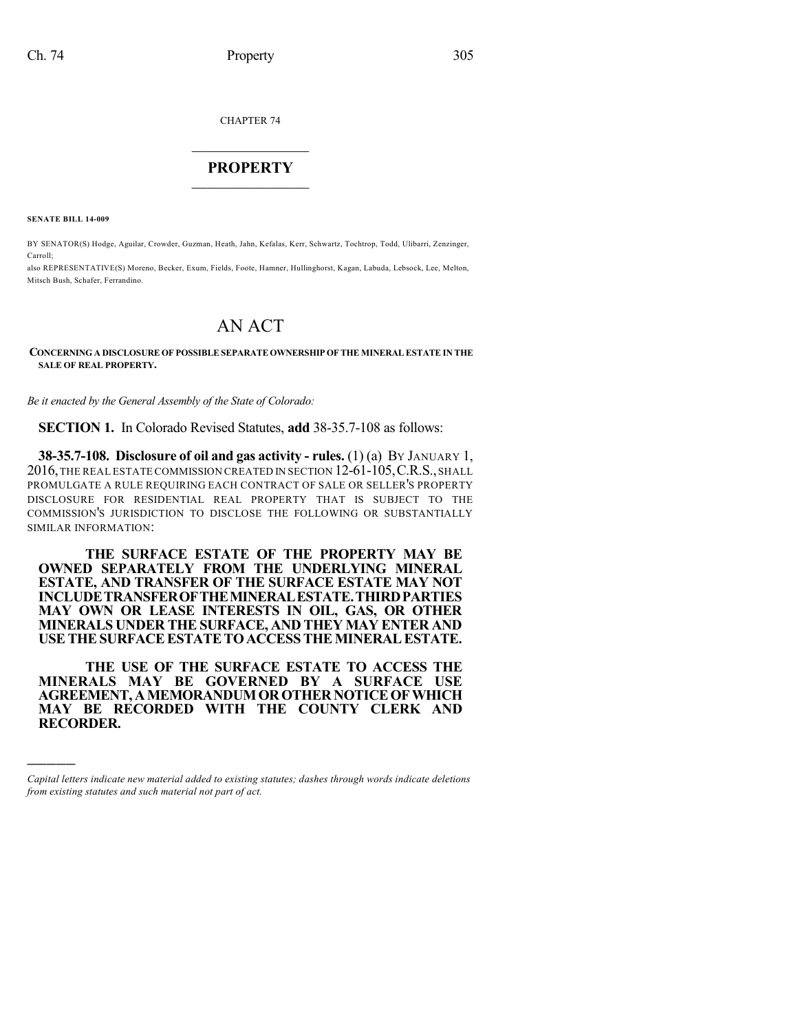CHAPTER 74

# PROPERTY

**SENATE BILL 14-009**

BY SENATOR(S) Hodge, Aguilar, Crowder, Guzman, Heath, Jahn, Kefalas, Kerr, Schwartz, Tochtrop, Todd, Ulibarri, Zenzinger, Carroll;
also REPRESENTATIVE(S) Moreno, Becker, Exum, Fields, Foote, Hamner, Hullinghorst, Kagan, Labuda, Lebsock, Lee, Melton, Mitsch Bush, Schafer, Ferrandino.

# AN ACT

**CONCERNING A DISCLOSURE OF POSSIBLE SEPARATE OWNERSHIP OF THE MINERAL ESTATE IN THE SALE OF REAL PROPERTY.**

*Be it enacted by the General Assembly of the State of Colorado:*

**SECTION 1.** In Colorado Revised Statutes, **add** 38-35.7-108 as follows:

**38-35.7-108. Disclosure of oil and gas activity - rules.** (1) (a) BY JANUARY 1, 2016, THE REAL ESTATE COMMISSION CREATED IN SECTION 12-61-105, C.R.S., SHALL PROMULGATE A RULE REQUIRING EACH CONTRACT OF SALE OR SELLER'S PROPERTY DISCLOSURE FOR RESIDENTIAL REAL PROPERTY THAT IS SUBJECT TO THE COMMISSION'S JURISDICTION TO DISCLOSE THE FOLLOWING OR SUBSTANTIALLY SIMILAR INFORMATION:

**THE SURFACE ESTATE OF THE PROPERTY MAY BE OWNED SEPARATELY FROM THE UNDERLYING MINERAL ESTATE, AND TRANSFER OF THE SURFACE ESTATE MAY NOT INCLUDE TRANSFER OF THE MINERAL ESTATE. THIRD PARTIES MAY OWN OR LEASE INTERESTS IN OIL, GAS, OR OTHER MINERALS UNDER THE SURFACE, AND THEY MAY ENTER AND USE THE SURFACE ESTATE TO ACCESS THE MINERAL ESTATE.**

**THE USE OF THE SURFACE ESTATE TO ACCESS THE MINERALS MAY BE GOVERNED BY A SURFACE USE AGREEMENT, A MEMORANDUM OR OTHER NOTICE OF WHICH MAY BE RECORDED WITH THE COUNTY CLERK AND RECORDER.**

---

*Capital letters indicate new material added to existing statutes; dashes through words indicate deletions from existing statutes and such material not part of act.*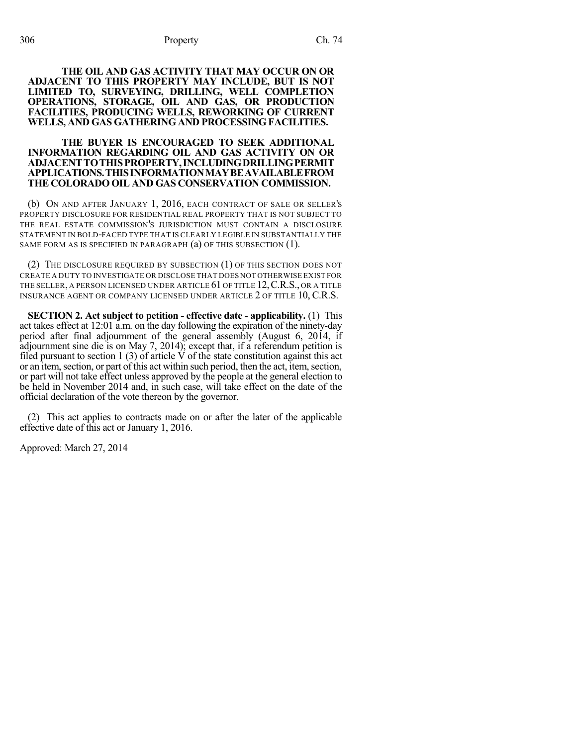**THE OIL AND GAS ACTIVITY THAT MAY OCCUR ON OR ADJACENT TO THIS PROPERTY MAY INCLUDE, BUT IS NOT LIMITED TO, SURVEYING, DRILLING, WELL COMPLETION OPERATIONS, STORAGE, OIL AND GAS, OR PRODUCTION FACILITIES, PRODUCING WELLS, REWORKING OF CURRENT WELLS, AND GAS GATHERING AND PROCESSING FACILITIES.**

**THE BUYER IS ENCOURAGED TO SEEK ADDITIONAL INFORMATION REGARDING OIL AND GAS ACTIVITY ON OR ADJACENT TO THIS PROPERTY, INCLUDING DRILLING PERMIT APPLICATIONS. THIS INFORMATION MAY BE AVAILABLE FROM THE COLORADO OIL AND GAS CONSERVATION COMMISSION.**

(b) ON AND AFTER JANUARY 1, 2016, EACH CONTRACT OF SALE OR SELLER'S PROPERTY DISCLOSURE FOR RESIDENTIAL REAL PROPERTY THAT IS NOT SUBJECT TO THE REAL ESTATE COMMISSION'S JURISDICTION MUST CONTAIN A DISCLOSURE STATEMENT IN BOLD-FACED TYPE THAT IS CLEARLY LEGIBLE IN SUBSTANTIALLY THE SAME FORM AS IS SPECIFIED IN PARAGRAPH (a) OF THIS SUBSECTION (1).

(2) THE DISCLOSURE REQUIRED BY SUBSECTION (1) OF THIS SECTION DOES NOT CREATE A DUTY TO INVESTIGATE OR DISCLOSE THAT DOES NOT OTHERWISE EXIST FOR THE SELLER, A PERSON LICENSED UNDER ARTICLE 61 OF TITLE 12, C.R.S., OR A TITLE INSURANCE AGENT OR COMPANY LICENSED UNDER ARTICLE 2 OF TITLE 10, C.R.S.

**SECTION 2. Act subject to petition - effective date - applicability.** (1) This act takes effect at 12:01 a.m. on the day following the expiration of the ninety-day period after final adjournment of the general assembly (August 6, 2014, if adjournment sine die is on May 7, 2014); except that, if a referendum petition is filed pursuant to section 1 (3) of article V of the state constitution against this act or an item, section, or part of this act within such period, then the act, item, section, or part will not take effect unless approved by the people at the general election to be held in November 2014 and, in such case, will take effect on the date of the official declaration of the vote thereon by the governor.

(2) This act applies to contracts made on or after the later of the applicable effective date of this act or January 1, 2016.

Approved: March 27, 2014